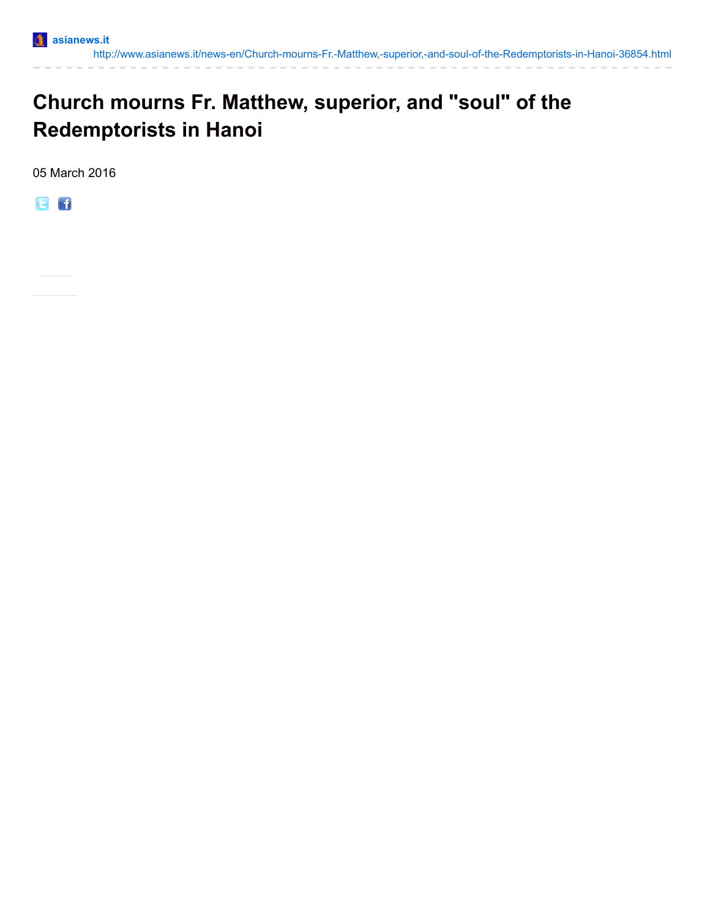asianews.it

http://www.asianews.it/news-en/Church-mourns-Fr.-Matthew,-superior,-and-soul-of-the-Redemptorists-in-Hanoi-36854.html

# Church mourns Fr. Matthew, superior, and "soul" of the Redemptorists in Hanoi

05 March 2016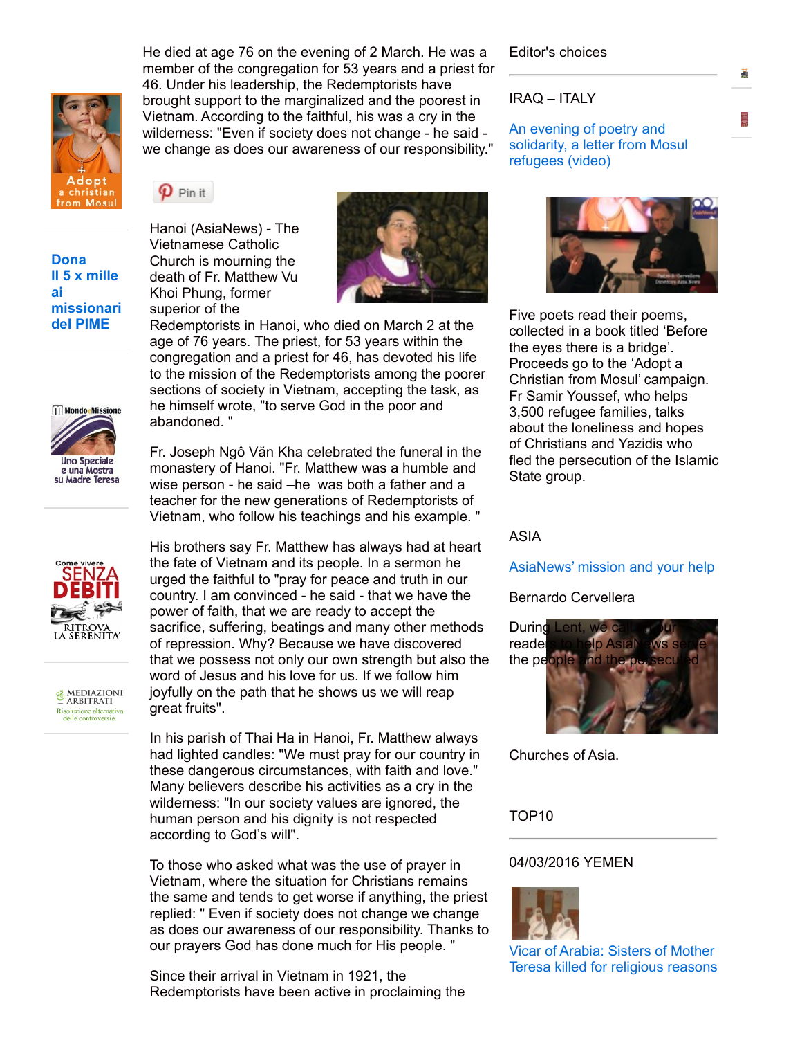He died at age 76 on the evening of 2 March. He was a member of the congregation for 53 years and a priest for 46. Under his leadership, the Redemptorists have brought support to the marginalized and the poorest in Vietnam. According to the faithful, his was a cry in the wilderness: "Even if society does not change - he said - we change as does our awareness of our responsibility."

Pin it

Hanoi (AsiaNews) - The Vietnamese Catholic Church is mourning the death of Fr. Matthew Vu Khoi Phung, former superior of the Redemptorists in Hanoi, who died on March 2 at the age of 76 years. The priest, for 53 years within the congregation and a priest for 46, has devoted his life to the mission of the Redemptorists among the poorer sections of society in Vietnam, accepting the task, as he himself wrote, "to serve God in the poor and abandoned. "

Fr. Joseph Ngô Văn Kha celebrated the funeral in the monastery of Hanoi. "Fr. Matthew was a humble and wise person - he said –he was both a father and a teacher for the new generations of Redemptorists of Vietnam, who follow his teachings and his example. "

His brothers say Fr. Matthew has always had at heart the fate of Vietnam and its people. In a sermon he urged the faithful to "pray for peace and truth in our country. I am convinced - he said - that we have the power of faith, that we are ready to accept the sacrifice, suffering, beatings and many other methods of repression. Why? Because we have discovered that we possess not only our own strength but also the word of Jesus and his love for us. If we follow him joyfully on the path that he shows us we will reap great fruits".

In his parish of Thai Ha in Hanoi, Fr. Matthew always had lighted candles: "We must pray for our country in these dangerous circumstances, with faith and love." Many believers describe his activities as a cry in the wilderness: "In our society values are ignored, the human person and his dignity is not respected according to God's will".

To those who asked what was the use of prayer in Vietnam, where the situation for Christians remains the same and tends to get worse if anything, the priest replied: " Even if society does not change we change as does our awareness of our responsibility. Thanks to our prayers God has done much for His people. "

Since their arrival in Vietnam in 1921, the Redemptorists have been active in proclaiming the

Adopt a christian from Mosul

**Dona Il 5 x mille ai missionari del PIME**

Mondo e Missione – Uno Speciale e una Mostra su Madre Teresa

Come vivere SENZA DEBITI – RITROVA LA SERENITA'

MEDIAZIONI ARBITRATI – Risoluzione alternativa delle controversie

Editor's choices

IRAQ – ITALY

An evening of poetry and solidarity, a letter from Mosul refugees (video)

Five poets read their poems, collected in a book titled 'Before the eyes there is a bridge'. Proceeds go to the 'Adopt a Christian from Mosul' campaign. Fr Samir Youssef, who helps 3,500 refugee families, talks about the loneliness and hopes of Christians and Yazidis who fled the persecution of the Islamic State group.

ASIA

AsiaNews' mission and your help

Bernardo Cervellera

During Lent, we call on our readers to help AsiaNews serve the people and the persecuted

Churches of Asia.

TOP10

04/03/2016 YEMEN

Vicar of Arabia: Sisters of Mother Teresa killed for religious reasons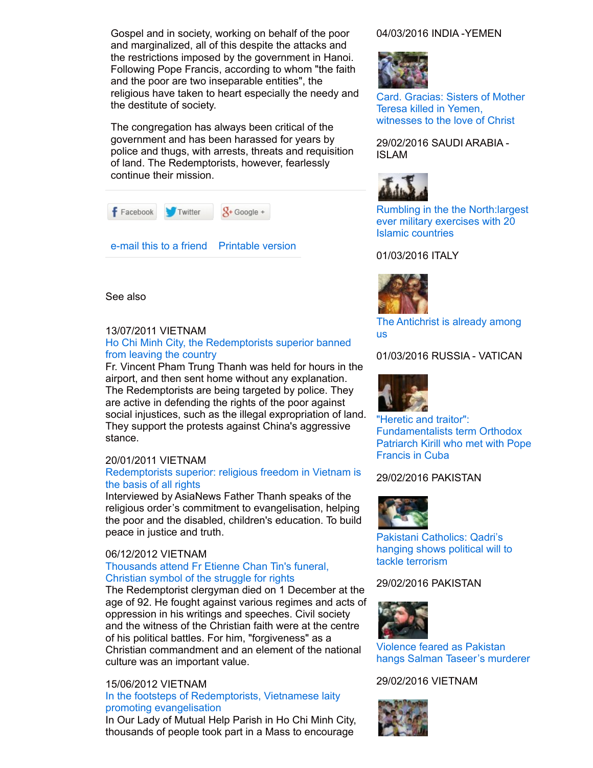Gospel and in society, working on behalf of the poor and marginalized, all of this despite the attacks and the restrictions imposed by the government in Hanoi. Following Pope Francis, according to whom "the faith and the poor are two inseparable entities", the religious have taken to heart especially the needy and the destitute of society.

The congregation has always been critical of the government and has been harassed for years by police and thugs, with arrests, threats and requisition of land. The Redemptorists, however, fearlessly continue their mission.

Facebook Twitter Google +

e-mail this to a friend Printable version

See also

13/07/2011 VIETNAM
Ho Chi Minh City, the Redemptorists superior banned from leaving the country
Fr. Vincent Pham Trung Thanh was held for hours in the airport, and then sent home without any explanation. The Redemptorists are being targeted by police. They are active in defending the rights of the poor against social injustices, such as the illegal expropriation of land. They support the protests against China's aggressive stance.

20/01/2011 VIETNAM
Redemptorists superior: religious freedom in Vietnam is the basis of all rights
Interviewed by AsiaNews Father Thanh speaks of the religious order's commitment to evangelisation, helping the poor and the disabled, children's education. To build peace in justice and truth.

06/12/2012 VIETNAM
Thousands attend Fr Etienne Chan Tin's funeral, Christian symbol of the struggle for rights
The Redemptorist clergyman died on 1 December at the age of 92. He fought against various regimes and acts of oppression in his writings and speeches. Civil society and the witness of the Christian faith were at the centre of his political battles. For him, "forgiveness" as a Christian commandment and an element of the national culture was an important value.

15/06/2012 VIETNAM
In the footsteps of Redemptorists, Vietnamese laity promoting evangelisation
In Our Lady of Mutual Help Parish in Ho Chi Minh City, thousands of people took part in a Mass to encourage

04/03/2016 INDIA -YEMEN
Card. Gracias: Sisters of Mother Teresa killed in Yemen, witnesses to the love of Christ

29/02/2016 SAUDI ARABIA - ISLAM
Rumbling in the the North:largest ever military exercises with 20 Islamic countries

01/03/2016 ITALY
The Antichrist is already among us

01/03/2016 RUSSIA - VATICAN
"Heretic and traitor": Fundamentalists term Orthodox Patriarch Kirill who met with Pope Francis in Cuba

29/02/2016 PAKISTAN
Pakistani Catholics: Qadri's hanging shows political will to tackle terrorism

29/02/2016 PAKISTAN
Violence feared as Pakistan hangs Salman Taseer's murderer

29/02/2016 VIETNAM